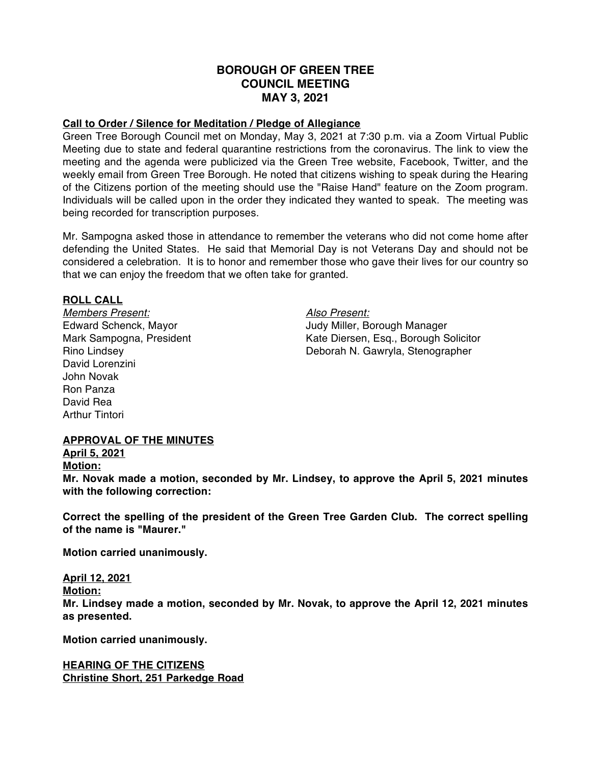# BOROUGH OF GREEN TREE
# COUNCIL MEETING
# MAY 3, 2021

**Call to Order / Silence for Meditation / Pledge of Allegiance**

Green Tree Borough Council met on Monday, May 3, 2021 at 7:30 p.m. via a Zoom Virtual Public Meeting due to state and federal quarantine restrictions from the coronavirus. The link to view the meeting and the agenda were publicized via the Green Tree website, Facebook, Twitter, and the weekly email from Green Tree Borough. He noted that citizens wishing to speak during the Hearing of the Citizens portion of the meeting should use the "Raise Hand" feature on the Zoom program. Individuals will be called upon in the order they indicated they wanted to speak. The meeting was being recorded for transcription purposes.

Mr. Sampogna asked those in attendance to remember the veterans who did not come home after defending the United States. He said that Memorial Day is not Veterans Day and should not be considered a celebration. It is to honor and remember those who gave their lives for our country so that we can enjoy the freedom that we often take for granted.

**ROLL CALL**

*Members Present:*
Edward Schenck, Mayor
Mark Sampogna, President
Rino Lindsey
David Lorenzini
John Novak
Ron Panza
David Rea
Arthur Tintori

*Also Present:*
Judy Miller, Borough Manager
Kate Diersen, Esq., Borough Solicitor
Deborah N. Gawryla, Stenographer

**APPROVAL OF THE MINUTES**

**April 5, 2021**

**Motion:**

**Mr. Novak made a motion, seconded by Mr. Lindsey, to approve the April 5, 2021 minutes with the following correction:**

**Correct the spelling of the president of the Green Tree Garden Club. The correct spelling of the name is "Maurer."**

**Motion carried unanimously.**

**April 12, 2021**

**Motion:**

**Mr. Lindsey made a motion, seconded by Mr. Novak, to approve the April 12, 2021 minutes as presented.**

**Motion carried unanimously.**

**HEARING OF THE CITIZENS**

**Christine Short, 251 Parkedge Road**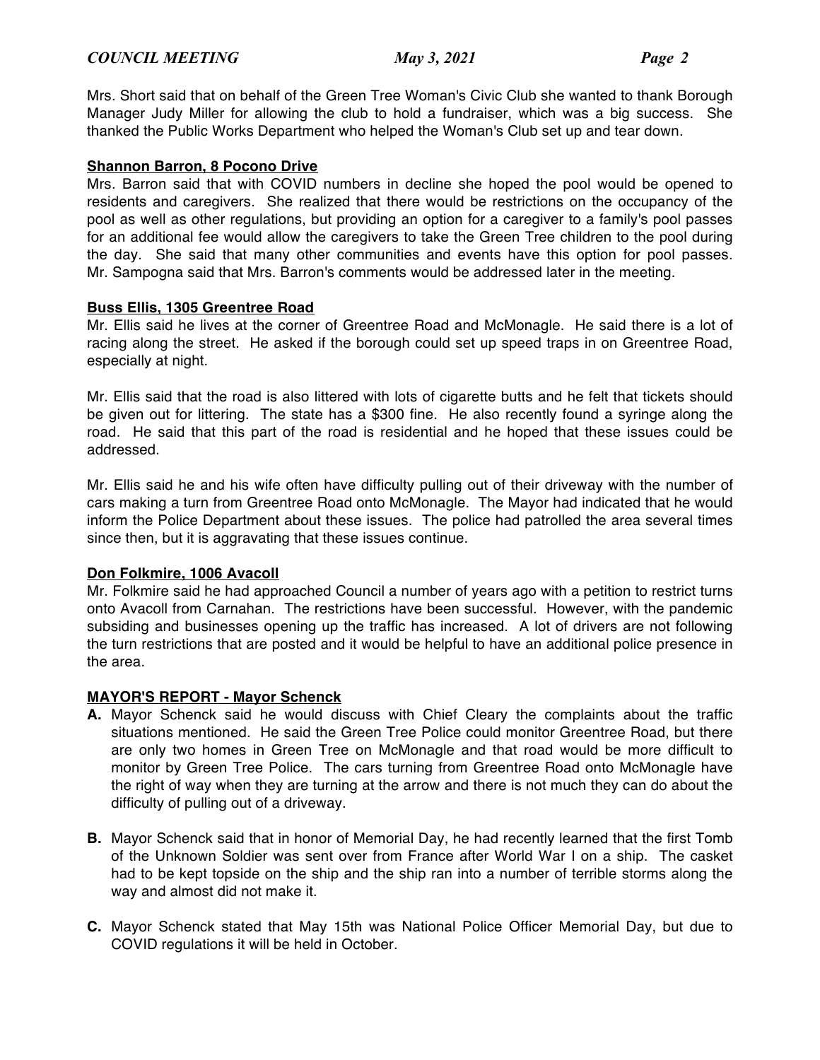Mrs. Short said that on behalf of the Green Tree Woman's Civic Club she wanted to thank Borough Manager Judy Miller for allowing the club to hold a fundraiser, which was a big success. She thanked the Public Works Department who helped the Woman's Club set up and tear down.

**Shannon Barron, 8 Pocono Drive**

Mrs. Barron said that with COVID numbers in decline she hoped the pool would be opened to residents and caregivers. She realized that there would be restrictions on the occupancy of the pool as well as other regulations, but providing an option for a caregiver to a family's pool passes for an additional fee would allow the caregivers to take the Green Tree children to the pool during the day. She said that many other communities and events have this option for pool passes. Mr. Sampogna said that Mrs. Barron's comments would be addressed later in the meeting.

**Buss Ellis, 1305 Greentree Road**

Mr. Ellis said he lives at the corner of Greentree Road and McMonagle. He said there is a lot of racing along the street. He asked if the borough could set up speed traps in on Greentree Road, especially at night.

Mr. Ellis said that the road is also littered with lots of cigarette butts and he felt that tickets should be given out for littering. The state has a $300 fine. He also recently found a syringe along the road. He said that this part of the road is residential and he hoped that these issues could be addressed.

Mr. Ellis said he and his wife often have difficulty pulling out of their driveway with the number of cars making a turn from Greentree Road onto McMonagle. The Mayor had indicated that he would inform the Police Department about these issues. The police had patrolled the area several times since then, but it is aggravating that these issues continue.

**Don Folkmire, 1006 Avacoll**

Mr. Folkmire said he had approached Council a number of years ago with a petition to restrict turns onto Avacoll from Carnahan. The restrictions have been successful. However, with the pandemic subsiding and businesses opening up the traffic has increased. A lot of drivers are not following the turn restrictions that are posted and it would be helpful to have an additional police presence in the area.

**MAYOR'S REPORT - Mayor Schenck**

**A.** Mayor Schenck said he would discuss with Chief Cleary the complaints about the traffic situations mentioned. He said the Green Tree Police could monitor Greentree Road, but there are only two homes in Green Tree on McMonagle and that road would be more difficult to monitor by Green Tree Police. The cars turning from Greentree Road onto McMonagle have the right of way when they are turning at the arrow and there is not much they can do about the difficulty of pulling out of a driveway.

**B.** Mayor Schenck said that in honor of Memorial Day, he had recently learned that the first Tomb of the Unknown Soldier was sent over from France after World War I on a ship. The casket had to be kept topside on the ship and the ship ran into a number of terrible storms along the way and almost did not make it.

**C.** Mayor Schenck stated that May 15th was National Police Officer Memorial Day, but due to COVID regulations it will be held in October.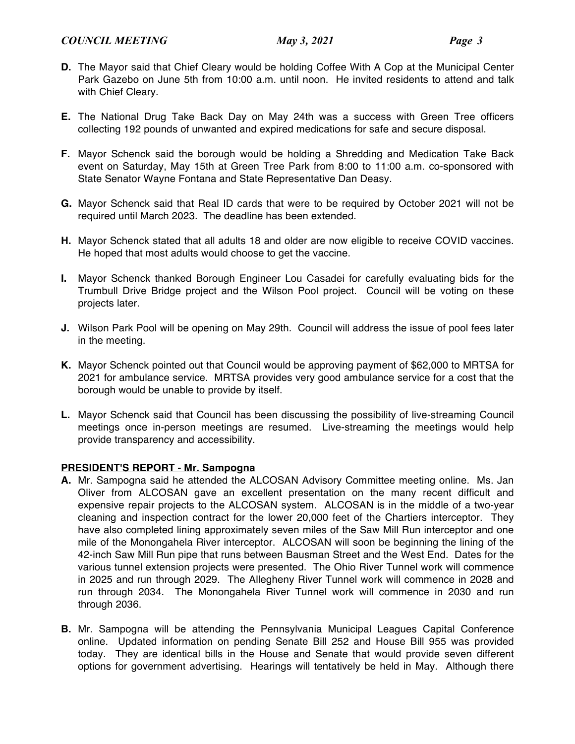**D.** The Mayor said that Chief Cleary would be holding Coffee With A Cop at the Municipal Center Park Gazebo on June 5th from 10:00 a.m. until noon. He invited residents to attend and talk with Chief Cleary.

**E.** The National Drug Take Back Day on May 24th was a success with Green Tree officers collecting 192 pounds of unwanted and expired medications for safe and secure disposal.

**F.** Mayor Schenck said the borough would be holding a Shredding and Medication Take Back event on Saturday, May 15th at Green Tree Park from 8:00 to 11:00 a.m. co-sponsored with State Senator Wayne Fontana and State Representative Dan Deasy.

**G.** Mayor Schenck said that Real ID cards that were to be required by October 2021 will not be required until March 2023. The deadline has been extended.

**H.** Mayor Schenck stated that all adults 18 and older are now eligible to receive COVID vaccines. He hoped that most adults would choose to get the vaccine.

**I.** Mayor Schenck thanked Borough Engineer Lou Casadei for carefully evaluating bids for the Trumbull Drive Bridge project and the Wilson Pool project. Council will be voting on these projects later.

**J.** Wilson Park Pool will be opening on May 29th. Council will address the issue of pool fees later in the meeting.

**K.** Mayor Schenck pointed out that Council would be approving payment of $62,000 to MRTSA for 2021 for ambulance service. MRTSA provides very good ambulance service for a cost that the borough would be unable to provide by itself.

**L.** Mayor Schenck said that Council has been discussing the possibility of live-streaming Council meetings once in-person meetings are resumed. Live-streaming the meetings would help provide transparency and accessibility.

## PRESIDENT'S REPORT - Mr. Sampogna

**A.** Mr. Sampogna said he attended the ALCOSAN Advisory Committee meeting online. Ms. Jan Oliver from ALCOSAN gave an excellent presentation on the many recent difficult and expensive repair projects to the ALCOSAN system. ALCOSAN is in the middle of a two-year cleaning and inspection contract for the lower 20,000 feet of the Chartiers interceptor. They have also completed lining approximately seven miles of the Saw Mill Run interceptor and one mile of the Monongahela River interceptor. ALCOSAN will soon be beginning the lining of the 42-inch Saw Mill Run pipe that runs between Bausman Street and the West End. Dates for the various tunnel extension projects were presented. The Ohio River Tunnel work will commence in 2025 and run through 2029. The Allegheny River Tunnel work will commence in 2028 and run through 2034. The Monongahela River Tunnel work will commence in 2030 and run through 2036.

**B.** Mr. Sampogna will be attending the Pennsylvania Municipal Leagues Capital Conference online. Updated information on pending Senate Bill 252 and House Bill 955 was provided today. They are identical bills in the House and Senate that would provide seven different options for government advertising. Hearings will tentatively be held in May. Although there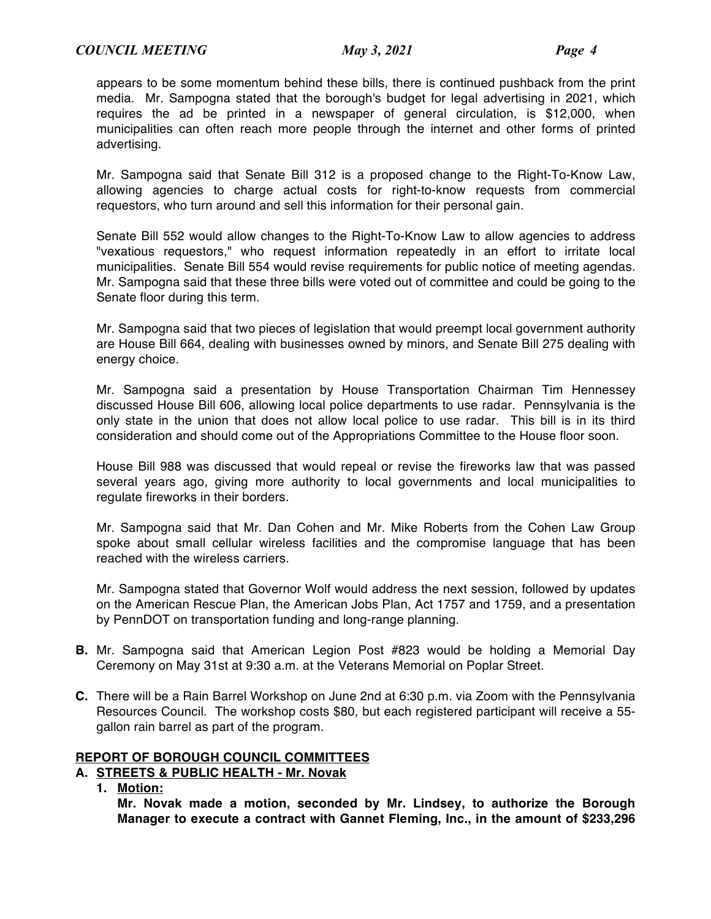appears to be some momentum behind these bills, there is continued pushback from the print media. Mr. Sampogna stated that the borough's budget for legal advertising in 2021, which requires the ad be printed in a newspaper of general circulation, is $12,000, when municipalities can often reach more people through the internet and other forms of printed advertising.

Mr. Sampogna said that Senate Bill 312 is a proposed change to the Right-To-Know Law, allowing agencies to charge actual costs for right-to-know requests from commercial requestors, who turn around and sell this information for their personal gain.

Senate Bill 552 would allow changes to the Right-To-Know Law to allow agencies to address "vexatious requestors," who request information repeatedly in an effort to irritate local municipalities. Senate Bill 554 would revise requirements for public notice of meeting agendas. Mr. Sampogna said that these three bills were voted out of committee and could be going to the Senate floor during this term.

Mr. Sampogna said that two pieces of legislation that would preempt local government authority are House Bill 664, dealing with businesses owned by minors, and Senate Bill 275 dealing with energy choice.

Mr. Sampogna said a presentation by House Transportation Chairman Tim Hennessey discussed House Bill 606, allowing local police departments to use radar. Pennsylvania is the only state in the union that does not allow local police to use radar. This bill is in its third consideration and should come out of the Appropriations Committee to the House floor soon.

House Bill 988 was discussed that would repeal or revise the fireworks law that was passed several years ago, giving more authority to local governments and local municipalities to regulate fireworks in their borders.

Mr. Sampogna said that Mr. Dan Cohen and Mr. Mike Roberts from the Cohen Law Group spoke about small cellular wireless facilities and the compromise language that has been reached with the wireless carriers.

Mr. Sampogna stated that Governor Wolf would address the next session, followed by updates on the American Rescue Plan, the American Jobs Plan, Act 1757 and 1759, and a presentation by PennDOT on transportation funding and long-range planning.

**B.** Mr. Sampogna said that American Legion Post #823 would be holding a Memorial Day Ceremony on May 31st at 9:30 a.m. at the Veterans Memorial on Poplar Street.

**C.** There will be a Rain Barrel Workshop on June 2nd at 6:30 p.m. via Zoom with the Pennsylvania Resources Council. The workshop costs $80, but each registered participant will receive a 55-gallon rain barrel as part of the program.

## REPORT OF BOROUGH COUNCIL COMMITTEES

### A. STREETS & PUBLIC HEALTH - Mr. Novak

1. **Motion:**

   **Mr. Novak made a motion, seconded by Mr. Lindsey, to authorize the Borough Manager to execute a contract with Gannet Fleming, Inc., in the amount of $233,296**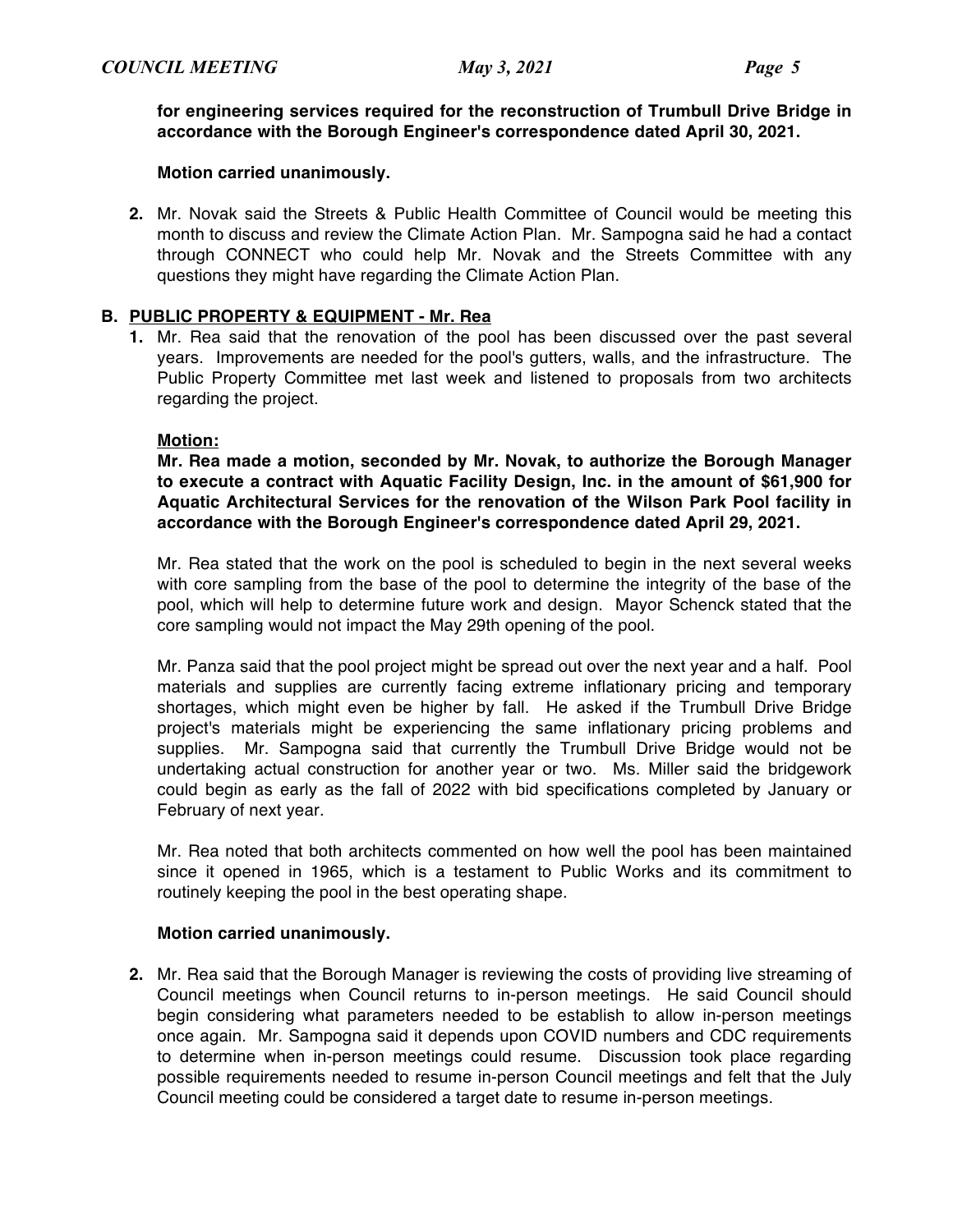**for engineering services required for the reconstruction of Trumbull Drive Bridge in accordance with the Borough Engineer's correspondence dated April 30, 2021.**

**Motion carried unanimously.**

**2.** Mr. Novak said the Streets & Public Health Committee of Council would be meeting this month to discuss and review the Climate Action Plan. Mr. Sampogna said he had a contact through CONNECT who could help Mr. Novak and the Streets Committee with any questions they might have regarding the Climate Action Plan.

**B. <u>PUBLIC PROPERTY & EQUIPMENT - Mr. Rea</u>**

**1.** Mr. Rea said that the renovation of the pool has been discussed over the past several years. Improvements are needed for the pool's gutters, walls, and the infrastructure. The Public Property Committee met last week and listened to proposals from two architects regarding the project.

**<u>Motion:</u>**

**Mr. Rea made a motion, seconded by Mr. Novak, to authorize the Borough Manager to execute a contract with Aquatic Facility Design, Inc. in the amount of $61,900 for Aquatic Architectural Services for the renovation of the Wilson Park Pool facility in accordance with the Borough Engineer's correspondence dated April 29, 2021.**

Mr. Rea stated that the work on the pool is scheduled to begin in the next several weeks with core sampling from the base of the pool to determine the integrity of the base of the pool, which will help to determine future work and design. Mayor Schenck stated that the core sampling would not impact the May 29th opening of the pool.

Mr. Panza said that the pool project might be spread out over the next year and a half. Pool materials and supplies are currently facing extreme inflationary pricing and temporary shortages, which might even be higher by fall. He asked if the Trumbull Drive Bridge project's materials might be experiencing the same inflationary pricing problems and supplies. Mr. Sampogna said that currently the Trumbull Drive Bridge would not be undertaking actual construction for another year or two. Ms. Miller said the bridgework could begin as early as the fall of 2022 with bid specifications completed by January or February of next year.

Mr. Rea noted that both architects commented on how well the pool has been maintained since it opened in 1965, which is a testament to Public Works and its commitment to routinely keeping the pool in the best operating shape.

**Motion carried unanimously.**

**2.** Mr. Rea said that the Borough Manager is reviewing the costs of providing live streaming of Council meetings when Council returns to in-person meetings. He said Council should begin considering what parameters needed to be establish to allow in-person meetings once again. Mr. Sampogna said it depends upon COVID numbers and CDC requirements to determine when in-person meetings could resume. Discussion took place regarding possible requirements needed to resume in-person Council meetings and felt that the July Council meeting could be considered a target date to resume in-person meetings.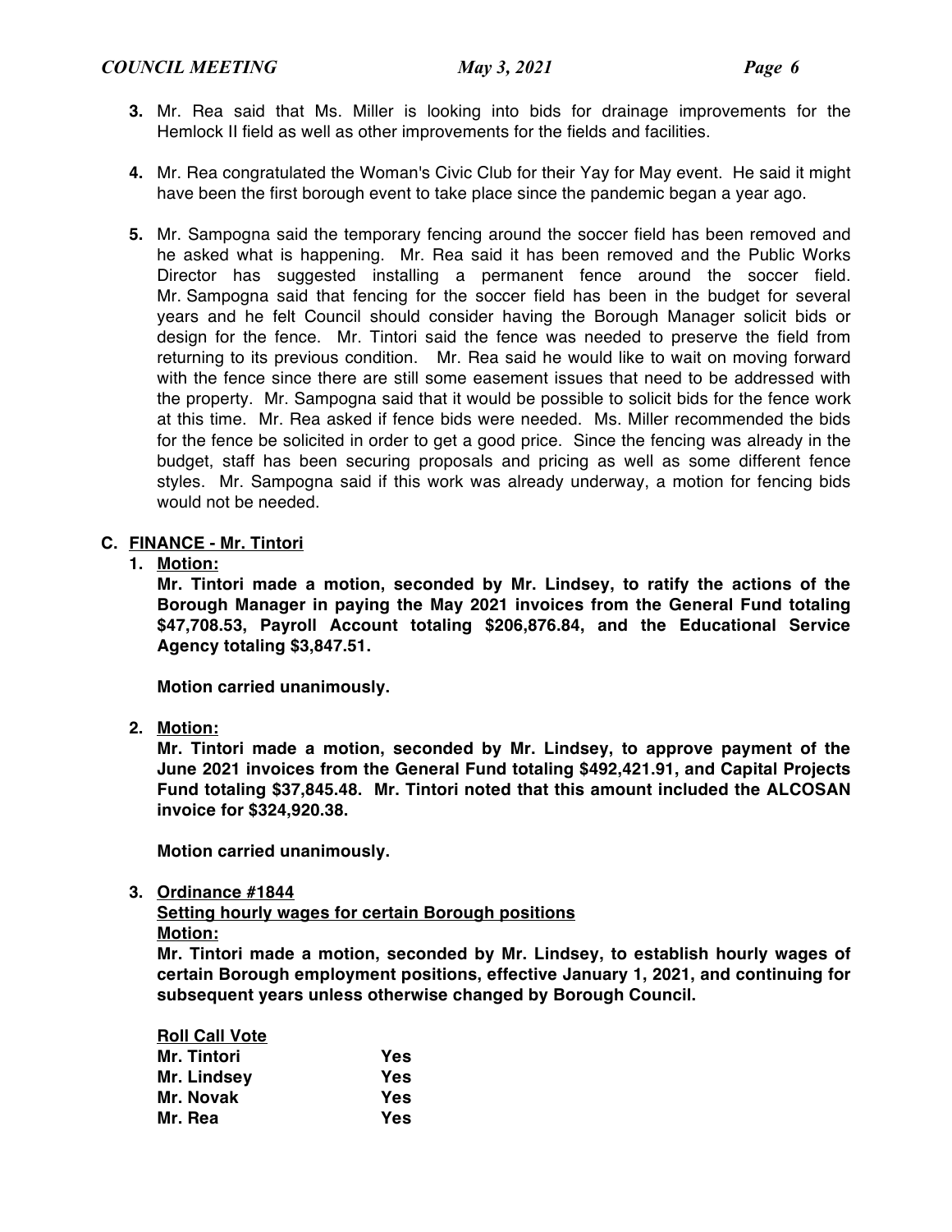3. Mr. Rea said that Ms. Miller is looking into bids for drainage improvements for the Hemlock II field as well as other improvements for the fields and facilities.

4. Mr. Rea congratulated the Woman's Civic Club for their Yay for May event. He said it might have been the first borough event to take place since the pandemic began a year ago.

5. Mr. Sampogna said the temporary fencing around the soccer field has been removed and he asked what is happening. Mr. Rea said it has been removed and the Public Works Director has suggested installing a permanent fence around the soccer field. Mr. Sampogna said that fencing for the soccer field has been in the budget for several years and he felt Council should consider having the Borough Manager solicit bids or design for the fence. Mr. Tintori said the fence was needed to preserve the field from returning to its previous condition. Mr. Rea said he would like to wait on moving forward with the fence since there are still some easement issues that need to be addressed with the property. Mr. Sampogna said that it would be possible to solicit bids for the fence work at this time. Mr. Rea asked if fence bids were needed. Ms. Miller recommended the bids for the fence be solicited in order to get a good price. Since the fencing was already in the budget, staff has been securing proposals and pricing as well as some different fence styles. Mr. Sampogna said if this work was already underway, a motion for fencing bids would not be needed.

## C. <u>FINANCE - Mr. Tintori</u>

1. **<u>Motion:</u>**

   **Mr. Tintori made a motion, seconded by Mr. Lindsey, to ratify the actions of the Borough Manager in paying the May 2021 invoices from the General Fund totaling $47,708.53, Payroll Account totaling $206,876.84, and the Educational Service Agency totaling $3,847.51.**

   **Motion carried unanimously.**

2. **<u>Motion:</u>**

   **Mr. Tintori made a motion, seconded by Mr. Lindsey, to approve payment of the June 2021 invoices from the General Fund totaling $492,421.91, and Capital Projects Fund totaling $37,845.48. Mr. Tintori noted that this amount included the ALCOSAN invoice for $324,920.38.**

   **Motion carried unanimously.**

3. **<u>Ordinance #1844</u>**

   **<u>Setting hourly wages for certain Borough positions</u>**

   **<u>Motion:</u>**

   **Mr. Tintori made a motion, seconded by Mr. Lindsey, to establish hourly wages of certain Borough employment positions, effective January 1, 2021, and continuing for subsequent years unless otherwise changed by Borough Council.**

   **<u>Roll Call Vote</u>**

   | | |
   |---|---|
   | **Mr. Tintori** | **Yes** |
   | **Mr. Lindsey** | **Yes** |
   | **Mr. Novak** | **Yes** |
   | **Mr. Rea** | **Yes** |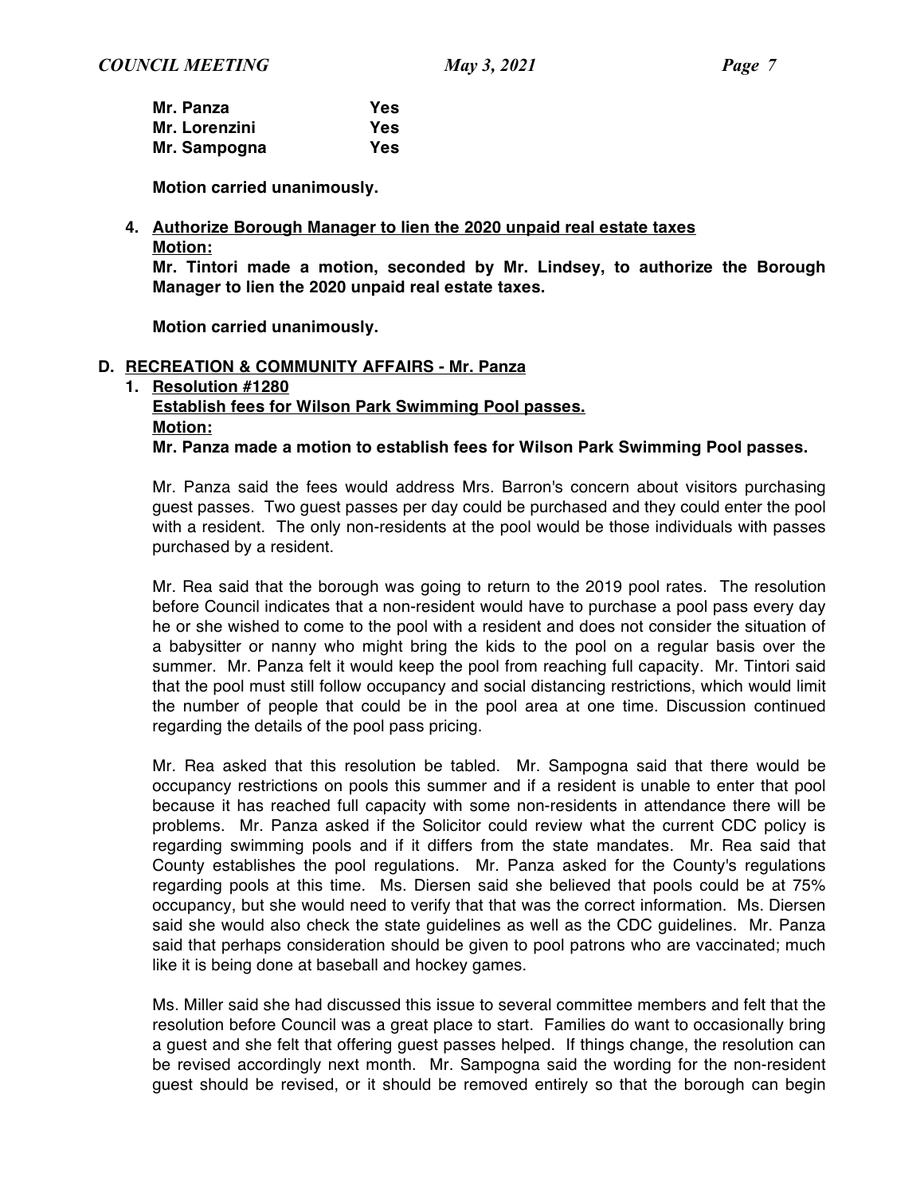| | |
|---|---|
| **Mr. Panza** | **Yes** |
| **Mr. Lorenzini** | **Yes** |
| **Mr. Sampogna** | **Yes** |

**Motion carried unanimously.**

4. **Authorize Borough Manager to lien the 2020 unpaid real estate taxes**
   **Motion:**
   **Mr. Tintori made a motion, seconded by Mr. Lindsey, to authorize the Borough Manager to lien the 2020 unpaid real estate taxes.**

   **Motion carried unanimously.**

**D. RECREATION & COMMUNITY AFFAIRS - Mr. Panza**

1. **Resolution #1280**
   **Establish fees for Wilson Park Swimming Pool passes.**
   **Motion:**
   **Mr. Panza made a motion to establish fees for Wilson Park Swimming Pool passes.**

   Mr. Panza said the fees would address Mrs. Barron's concern about visitors purchasing guest passes. Two guest passes per day could be purchased and they could enter the pool with a resident. The only non-residents at the pool would be those individuals with passes purchased by a resident.

   Mr. Rea said that the borough was going to return to the 2019 pool rates. The resolution before Council indicates that a non-resident would have to purchase a pool pass every day he or she wished to come to the pool with a resident and does not consider the situation of a babysitter or nanny who might bring the kids to the pool on a regular basis over the summer. Mr. Panza felt it would keep the pool from reaching full capacity. Mr. Tintori said that the pool must still follow occupancy and social distancing restrictions, which would limit the number of people that could be in the pool area at one time. Discussion continued regarding the details of the pool pass pricing.

   Mr. Rea asked that this resolution be tabled. Mr. Sampogna said that there would be occupancy restrictions on pools this summer and if a resident is unable to enter that pool because it has reached full capacity with some non-residents in attendance there will be problems. Mr. Panza asked if the Solicitor could review what the current CDC policy is regarding swimming pools and if it differs from the state mandates. Mr. Rea said that County establishes the pool regulations. Mr. Panza asked for the County's regulations regarding pools at this time. Ms. Diersen said she believed that pools could be at 75% occupancy, but she would need to verify that that was the correct information. Ms. Diersen said she would also check the state guidelines as well as the CDC guidelines. Mr. Panza said that perhaps consideration should be given to pool patrons who are vaccinated; much like it is being done at baseball and hockey games.

   Ms. Miller said she had discussed this issue to several committee members and felt that the resolution before Council was a great place to start. Families do want to occasionally bring a guest and she felt that offering guest passes helped. If things change, the resolution can be revised accordingly next month. Mr. Sampogna said the wording for the non-resident guest should be revised, or it should be removed entirely so that the borough can begin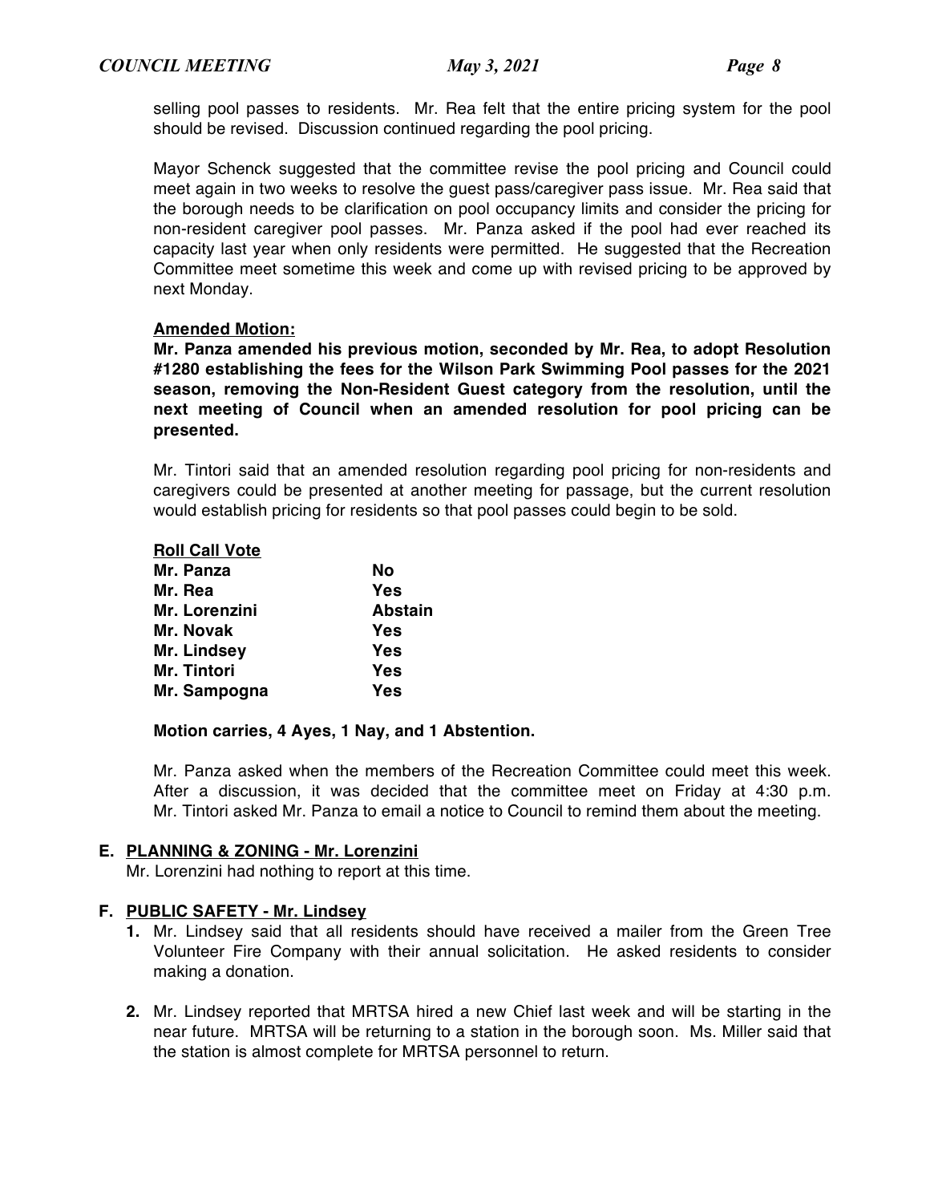selling pool passes to residents. Mr. Rea felt that the entire pricing system for the pool should be revised. Discussion continued regarding the pool pricing.

Mayor Schenck suggested that the committee revise the pool pricing and Council could meet again in two weeks to resolve the guest pass/caregiver pass issue. Mr. Rea said that the borough needs to be clarification on pool occupancy limits and consider the pricing for non-resident caregiver pool passes. Mr. Panza asked if the pool had ever reached its capacity last year when only residents were permitted. He suggested that the Recreation Committee meet sometime this week and come up with revised pricing to be approved by next Monday.

**Amended Motion:**

**Mr. Panza amended his previous motion, seconded by Mr. Rea, to adopt Resolution #1280 establishing the fees for the Wilson Park Swimming Pool passes for the 2021 season, removing the Non-Resident Guest category from the resolution, until the next meeting of Council when an amended resolution for pool pricing can be presented.**

Mr. Tintori said that an amended resolution regarding pool pricing for non-residents and caregivers could be presented at another meeting for passage, but the current resolution would establish pricing for residents so that pool passes could begin to be sold.

**Roll Call Vote**

| | |
|---|---|
| **Mr. Panza** | **No** |
| **Mr. Rea** | **Yes** |
| **Mr. Lorenzini** | **Abstain** |
| **Mr. Novak** | **Yes** |
| **Mr. Lindsey** | **Yes** |
| **Mr. Tintori** | **Yes** |
| **Mr. Sampogna** | **Yes** |

**Motion carries, 4 Ayes, 1 Nay, and 1 Abstention.**

Mr. Panza asked when the members of the Recreation Committee could meet this week. After a discussion, it was decided that the committee meet on Friday at 4:30 p.m. Mr. Tintori asked Mr. Panza to email a notice to Council to remind them about the meeting.

**E. PLANNING & ZONING - Mr. Lorenzini**

Mr. Lorenzini had nothing to report at this time.

**F. PUBLIC SAFETY - Mr. Lindsey**

1. Mr. Lindsey said that all residents should have received a mailer from the Green Tree Volunteer Fire Company with their annual solicitation. He asked residents to consider making a donation.

2. Mr. Lindsey reported that MRTSA hired a new Chief last week and will be starting in the near future. MRTSA will be returning to a station in the borough soon. Ms. Miller said that the station is almost complete for MRTSA personnel to return.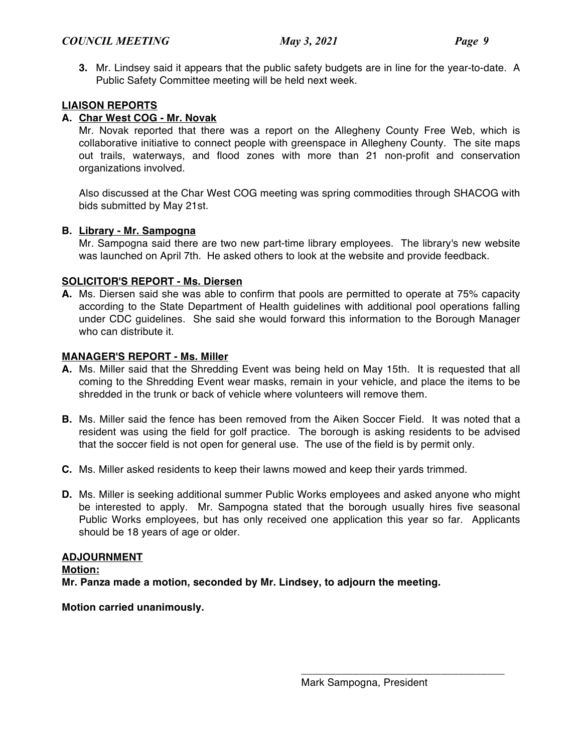**3.** Mr. Lindsey said it appears that the public safety budgets are in line for the year-to-date. A Public Safety Committee meeting will be held next week.

## LIAISON REPORTS

**A. Char West COG - Mr. Novak**

Mr. Novak reported that there was a report on the Allegheny County Free Web, which is collaborative initiative to connect people with greenspace in Allegheny County. The site maps out trails, waterways, and flood zones with more than 21 non-profit and conservation organizations involved.

Also discussed at the Char West COG meeting was spring commodities through SHACOG with bids submitted by May 21st.

**B. Library - Mr. Sampogna**

Mr. Sampogna said there are two new part-time library employees. The library's new website was launched on April 7th. He asked others to look at the website and provide feedback.

## SOLICITOR'S REPORT - Ms. Diersen

**A.** Ms. Diersen said she was able to confirm that pools are permitted to operate at 75% capacity according to the State Department of Health guidelines with additional pool operations falling under CDC guidelines. She said she would forward this information to the Borough Manager who can distribute it.

## MANAGER'S REPORT - Ms. Miller

**A.** Ms. Miller said that the Shredding Event was being held on May 15th. It is requested that all coming to the Shredding Event wear masks, remain in your vehicle, and place the items to be shredded in the trunk or back of vehicle where volunteers will remove them.

**B.** Ms. Miller said the fence has been removed from the Aiken Soccer Field. It was noted that a resident was using the field for golf practice. The borough is asking residents to be advised that the soccer field is not open for general use. The use of the field is by permit only.

**C.** Ms. Miller asked residents to keep their lawns mowed and keep their yards trimmed.

**D.** Ms. Miller is seeking additional summer Public Works employees and asked anyone who might be interested to apply. Mr. Sampogna stated that the borough usually hires five seasonal Public Works employees, but has only received one application this year so far. Applicants should be 18 years of age or older.

## ADJOURNMENT

**Motion:**

**Mr. Panza made a motion, seconded by Mr. Lindsey, to adjourn the meeting.**

**Motion carried unanimously.**

\_\_\_\_\_\_\_\_\_\_\_\_\_\_\_\_\_\_\_\_\_\_\_\_\_\_\_\_\_\_\_\_\_\_\_\_

Mark Sampogna, President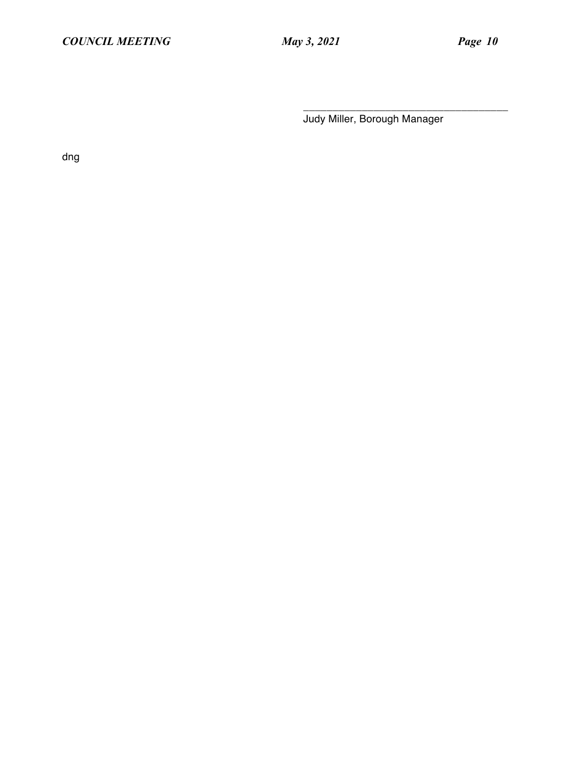\_\_\_\_\_\_\_\_\_\_\_\_\_\_\_\_\_\_\_\_\_\_\_\_\_\_\_\_\_\_\_\_\_\_\_\_

Judy Miller, Borough Manager

dng